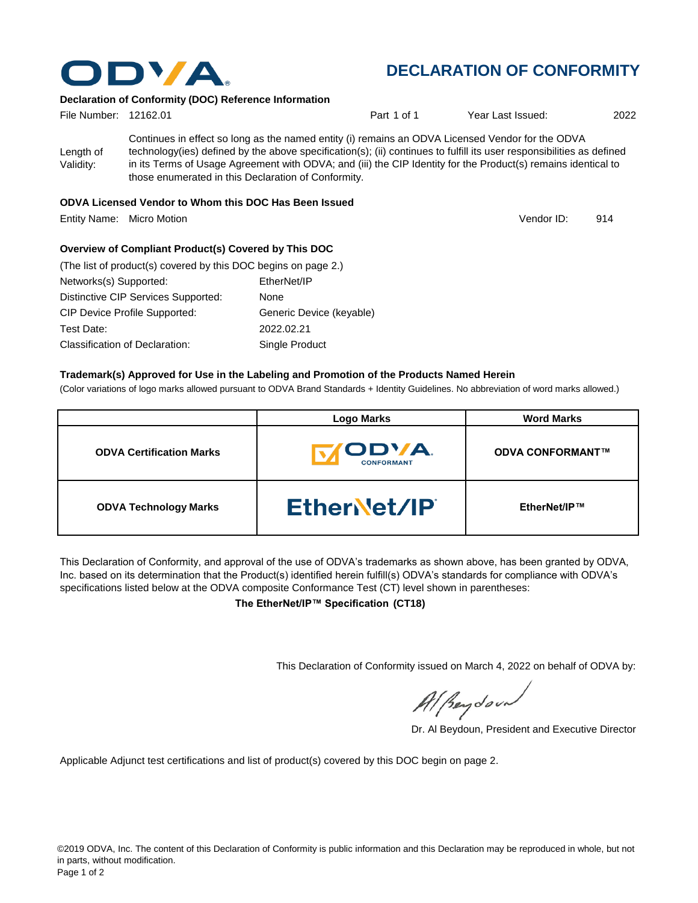ODVA

# DECLARATION OF CONFORMITY

### Declaration of Conformity (DOC) Reference Information

File Number: 12162.01 | Part 1 of 1 | Year Last Issued: 2022

Length of Validity: Continues in effect so long as the named entity (i) remains an ODVA Licensed Vendor for the ODVA technology(ies) defined by the above specification(s); (ii) continues to fulfill its user responsibilities as defined in its Terms of Usage Agreement with ODVA; and (iii) the CIP Identity for the Product(s) remains identical to those enumerated in this Declaration of Conformity.

### ODVA Licensed Vendor to Whom this DOC Has Been Issued

Entity Name: Micro Motion | Vendor ID: 914

### Overview of Compliant Product(s) Covered by This DOC

(The list of product(s) covered by this DOC begins on page 2.)

| | |
|---|---|
| Networks(s) Supported: | EtherNet/IP |
| Distinctive CIP Services Supported: | None |
| CIP Device Profile Supported: | Generic Device (keyable) |
| Test Date: | 2022.02.21 |
| Classification of Declaration: | Single Product |

### Trademark(s) Approved for Use in the Labeling and Promotion of the Products Named Herein

(Color variations of logo marks allowed pursuant to ODVA Brand Standards + Identity Guidelines. No abbreviation of word marks allowed.)

| | Logo Marks | Word Marks |
|---|---|---|
| **ODVA Certification Marks** | ODVA CONFORMANT | **ODVA CONFORMANT™** |
| **ODVA Technology Marks** | EtherNet/IP | **EtherNet/IP™** |

This Declaration of Conformity, and approval of the use of ODVA's trademarks as shown above, has been granted by ODVA, Inc. based on its determination that the Product(s) identified herein fulfill(s) ODVA's standards for compliance with ODVA's specifications listed below at the ODVA composite Conformance Test (CT) level shown in parentheses:

**The EtherNet/IP™ Specification (CT18)**

This Declaration of Conformity issued on March 4, 2022 on behalf of ODVA by:

Dr. Al Beydoun, President and Executive Director

Applicable Adjunct test certifications and list of product(s) covered by this DOC begin on page 2.

©2019 ODVA, Inc. The content of this Declaration of Conformity is public information and this Declaration may be reproduced in whole, but not in parts, without modification.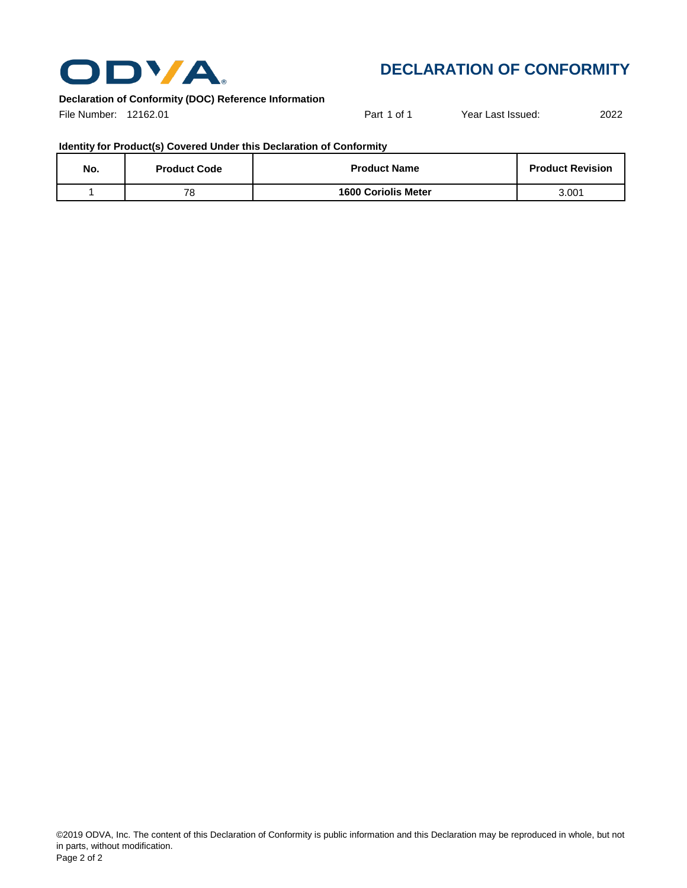# DECLARATION OF CONFORMITY

**Declaration of Conformity (DOC) Reference Information**

File Number: 12162.01 Part 1 of 1 Year Last Issued: 2022

**Identity for Product(s) Covered Under this Declaration of Conformity**

| No. | Product Code | Product Name | Product Revision |
|---|---|---|---|
| 1 | 78 | **1600 Coriolis Meter** | 3.001 |

©2019 ODVA, Inc. The content of this Declaration of Conformity is public information and this Declaration may be reproduced in whole, but not in parts, without modification.